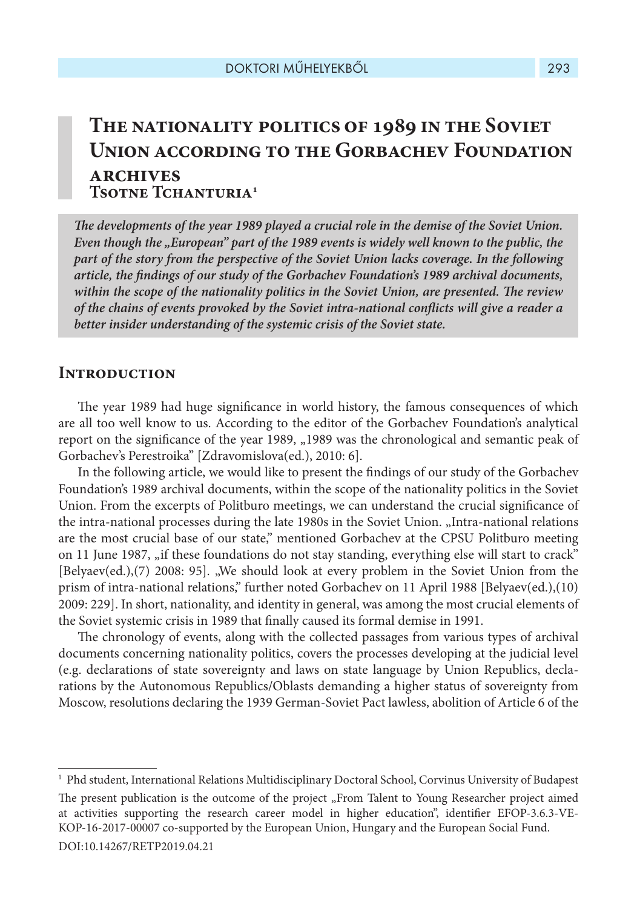# The nationality politics of 1989 in the Soviet Union according to the Gorbachev Foundation archives

**Tsotne Tchanturia[1]**

***The developments of the year 1989 played a crucial role in the demise of the Soviet Union. Even though the „European" part of the 1989 events is widely well known to the public, the part of the story from the perspective of the Soviet Union lacks coverage. In the following article, the findings of our study of the Gorbachev Foundation's 1989 archival documents, within the scope of the nationality politics in the Soviet Union, are presented. The review of the chains of events provoked by the Soviet intra-national conflicts will give a reader a better insider understanding of the systemic crisis of the Soviet state.***

## Introduction

The year 1989 had huge significance in world history, the famous consequences of which are all too well know to us. According to the editor of the Gorbachev Foundation's analytical report on the significance of the year 1989, „1989 was the chronological and semantic peak of Gorbachev's Perestroika" [Zdravomislova(ed.), 2010: 6].

In the following article, we would like to present the findings of our study of the Gorbachev Foundation's 1989 archival documents, within the scope of the nationality politics in the Soviet Union. From the excerpts of Politburo meetings, we can understand the crucial significance of the intra-national processes during the late 1980s in the Soviet Union. „Intra-national relations are the most crucial base of our state," mentioned Gorbachev at the CPSU Politburo meeting on 11 June 1987, „if these foundations do not stay standing, everything else will start to crack" [Belyaev(ed.),(7) 2008: 95]. „We should look at every problem in the Soviet Union from the prism of intra-national relations," further noted Gorbachev on 11 April 1988 [Belyaev(ed.),(10) 2009: 229]. In short, nationality, and identity in general, was among the most crucial elements of the Soviet systemic crisis in 1989 that finally caused its formal demise in 1991.

The chronology of events, along with the collected passages from various types of archival documents concerning nationality politics, covers the processes developing at the judicial level (e.g. declarations of state sovereignty and laws on state language by Union Republics, declarations by the Autonomous Republics/Oblasts demanding a higher status of sovereignty from Moscow, resolutions declaring the 1939 German-Soviet Pact lawless, abolition of Article 6 of the

---

[1] Phd student, International Relations Multidisciplinary Doctoral School, Corvinus University of Budapest

The present publication is the outcome of the project „From Talent to Young Researcher project aimed at activities supporting the research career model in higher education", identifier EFOP-3.6.3-VEKOP-16-2017-00007 co-supported by the European Union, Hungary and the European Social Fund.

DOI:10.14267/RETP2019.04.21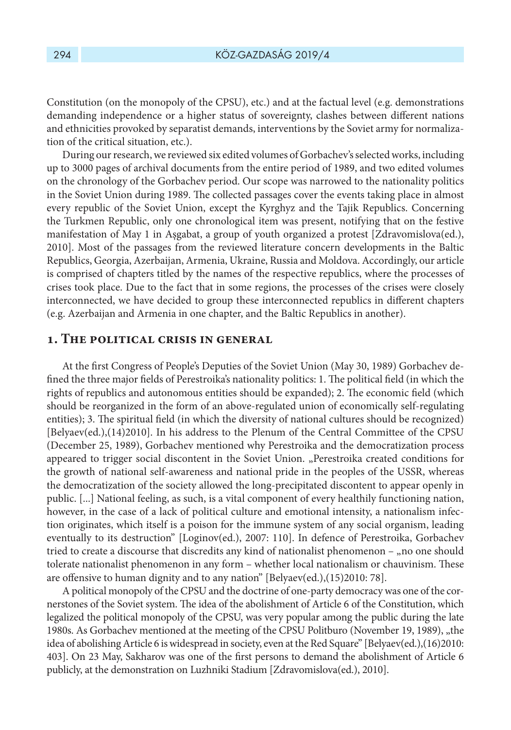Constitution (on the monopoly of the CPSU), etc.) and at the factual level (e.g. demonstrations demanding independence or a higher status of sovereignty, clashes between different nations and ethnicities provoked by separatist demands, interventions by the Soviet army for normalization of the critical situation, etc.).

During our research, we reviewed six edited volumes of Gorbachev's selected works, including up to 3000 pages of archival documents from the entire period of 1989, and two edited volumes on the chronology of the Gorbachev period. Our scope was narrowed to the nationality politics in the Soviet Union during 1989. The collected passages cover the events taking place in almost every republic of the Soviet Union, except the Kyrghyz and the Tajik Republics. Concerning the Turkmen Republic, only one chronological item was present, notifying that on the festive manifestation of May 1 in Aşgabat, a group of youth organized a protest [Zdravomislova(ed.), 2010]. Most of the passages from the reviewed literature concern developments in the Baltic Republics, Georgia, Azerbaijan, Armenia, Ukraine, Russia and Moldova. Accordingly, our article is comprised of chapters titled by the names of the respective republics, where the processes of crises took place. Due to the fact that in some regions, the processes of the crises were closely interconnected, we have decided to group these interconnected republics in different chapters (e.g. Azerbaijan and Armenia in one chapter, and the Baltic Republics in another).

## 1. The political crisis in general

At the first Congress of People's Deputies of the Soviet Union (May 30, 1989) Gorbachev defined the three major fields of Perestroika's nationality politics: 1. The political field (in which the rights of republics and autonomous entities should be expanded); 2. The economic field (which should be reorganized in the form of an above-regulated union of economically self-regulating entities); 3. The spiritual field (in which the diversity of national cultures should be recognized) [Belyaev(ed.),(14)2010]. In his address to the Plenum of the Central Committee of the CPSU (December 25, 1989), Gorbachev mentioned why Perestroika and the democratization process appeared to trigger social discontent in the Soviet Union. „Perestroika created conditions for the growth of national self-awareness and national pride in the peoples of the USSR, whereas the democratization of the society allowed the long-precipitated discontent to appear openly in public. [...] National feeling, as such, is a vital component of every healthily functioning nation, however, in the case of a lack of political culture and emotional intensity, a nationalism infection originates, which itself is a poison for the immune system of any social organism, leading eventually to its destruction" [Loginov(ed.), 2007: 110]. In defence of Perestroika, Gorbachev tried to create a discourse that discredits any kind of nationalist phenomenon – „no one should tolerate nationalist phenomenon in any form – whether local nationalism or chauvinism. These are offensive to human dignity and to any nation" [Belyaev(ed.),(15)2010: 78].

A political monopoly of the CPSU and the doctrine of one-party democracy was one of the cornerstones of the Soviet system. The idea of the abolishment of Article 6 of the Constitution, which legalized the political monopoly of the CPSU, was very popular among the public during the late 1980s. As Gorbachev mentioned at the meeting of the CPSU Politburo (November 19, 1989), „the idea of abolishing Article 6 is widespread in society, even at the Red Square" [Belyaev(ed.),(16)2010: 403]. On 23 May, Sakharov was one of the first persons to demand the abolishment of Article 6 publicly, at the demonstration on Luzhniki Stadium [Zdravomislova(ed.), 2010].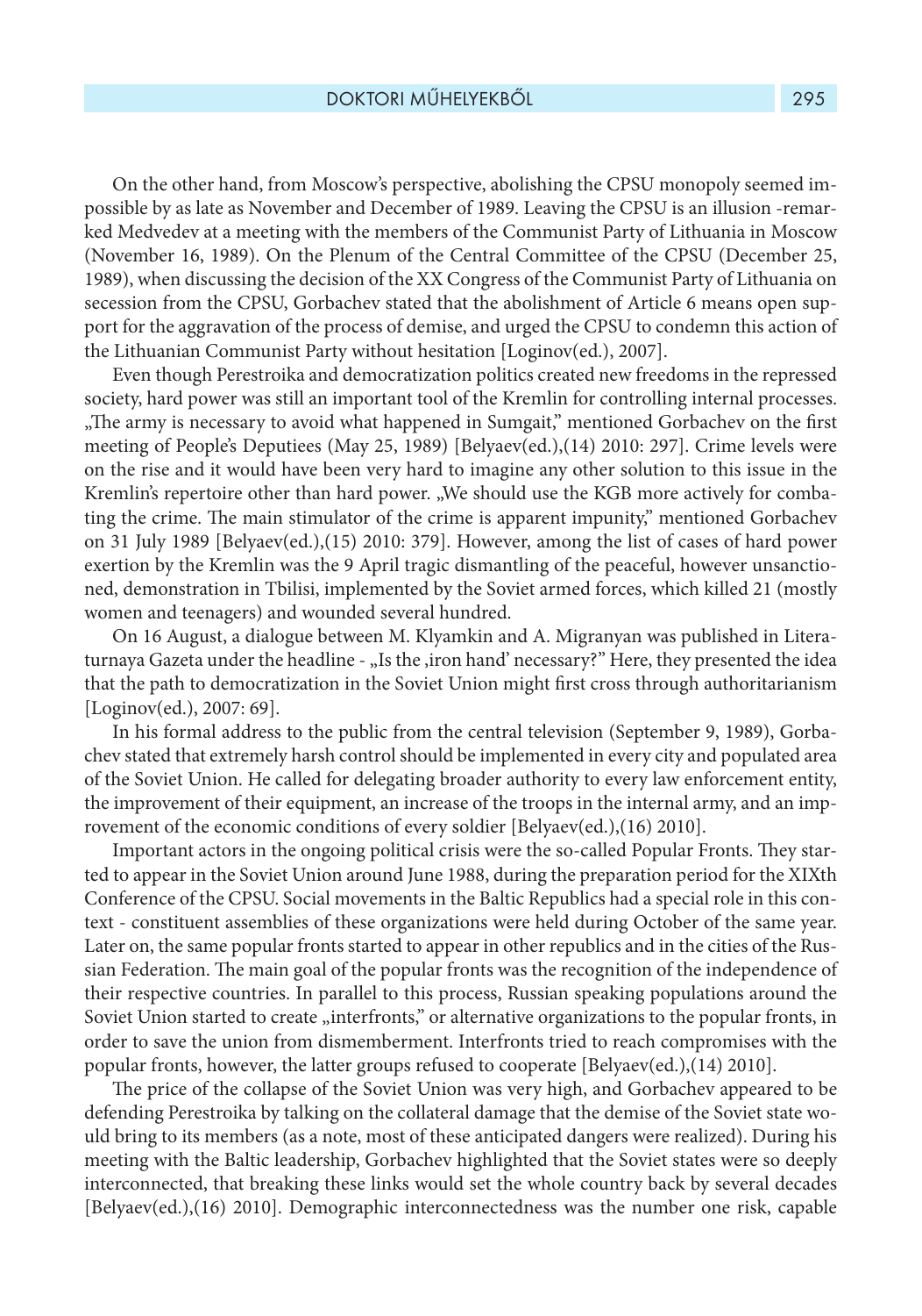On the other hand, from Moscow's perspective, abolishing the CPSU monopoly seemed impossible by as late as November and December of 1989. Leaving the CPSU is an illusion -remarked Medvedev at a meeting with the members of the Communist Party of Lithuania in Moscow (November 16, 1989). On the Plenum of the Central Committee of the CPSU (December 25, 1989), when discussing the decision of the XX Congress of the Communist Party of Lithuania on secession from the CPSU, Gorbachev stated that the abolishment of Article 6 means open support for the aggravation of the process of demise, and urged the CPSU to condemn this action of the Lithuanian Communist Party without hesitation [Loginov(ed.), 2007].

Even though Perestroika and democratization politics created new freedoms in the repressed society, hard power was still an important tool of the Kremlin for controlling internal processes. „The army is necessary to avoid what happened in Sumgait," mentioned Gorbachev on the first meeting of People's Deputiees (May 25, 1989) [Belyaev(ed.),(14) 2010: 297]. Crime levels were on the rise and it would have been very hard to imagine any other solution to this issue in the Kremlin's repertoire other than hard power. „We should use the KGB more actively for combating the crime. The main stimulator of the crime is apparent impunity," mentioned Gorbachev on 31 July 1989 [Belyaev(ed.),(15) 2010: 379]. However, among the list of cases of hard power exertion by the Kremlin was the 9 April tragic dismantling of the peaceful, however unsanctioned, demonstration in Tbilisi, implemented by the Soviet armed forces, which killed 21 (mostly women and teenagers) and wounded several hundred.

On 16 August, a dialogue between M. Klyamkin and A. Migranyan was published in Literaturnaya Gazeta under the headline - „Is the ‚iron hand' necessary?" Here, they presented the idea that the path to democratization in the Soviet Union might first cross through authoritarianism [Loginov(ed.), 2007: 69].

In his formal address to the public from the central television (September 9, 1989), Gorbachev stated that extremely harsh control should be implemented in every city and populated area of the Soviet Union. He called for delegating broader authority to every law enforcement entity, the improvement of their equipment, an increase of the troops in the internal army, and an improvement of the economic conditions of every soldier [Belyaev(ed.),(16) 2010].

Important actors in the ongoing political crisis were the so-called Popular Fronts. They started to appear in the Soviet Union around June 1988, during the preparation period for the XIXth Conference of the CPSU. Social movements in the Baltic Republics had a special role in this context - constituent assemblies of these organizations were held during October of the same year. Later on, the same popular fronts started to appear in other republics and in the cities of the Russian Federation. The main goal of the popular fronts was the recognition of the independence of their respective countries. In parallel to this process, Russian speaking populations around the Soviet Union started to create „interfronts," or alternative organizations to the popular fronts, in order to save the union from dismemberment. Interfronts tried to reach compromises with the popular fronts, however, the latter groups refused to cooperate [Belyaev(ed.),(14) 2010].

The price of the collapse of the Soviet Union was very high, and Gorbachev appeared to be defending Perestroika by talking on the collateral damage that the demise of the Soviet state would bring to its members (as a note, most of these anticipated dangers were realized). During his meeting with the Baltic leadership, Gorbachev highlighted that the Soviet states were so deeply interconnected, that breaking these links would set the whole country back by several decades [Belyaev(ed.),(16) 2010]. Demographic interconnectedness was the number one risk, capable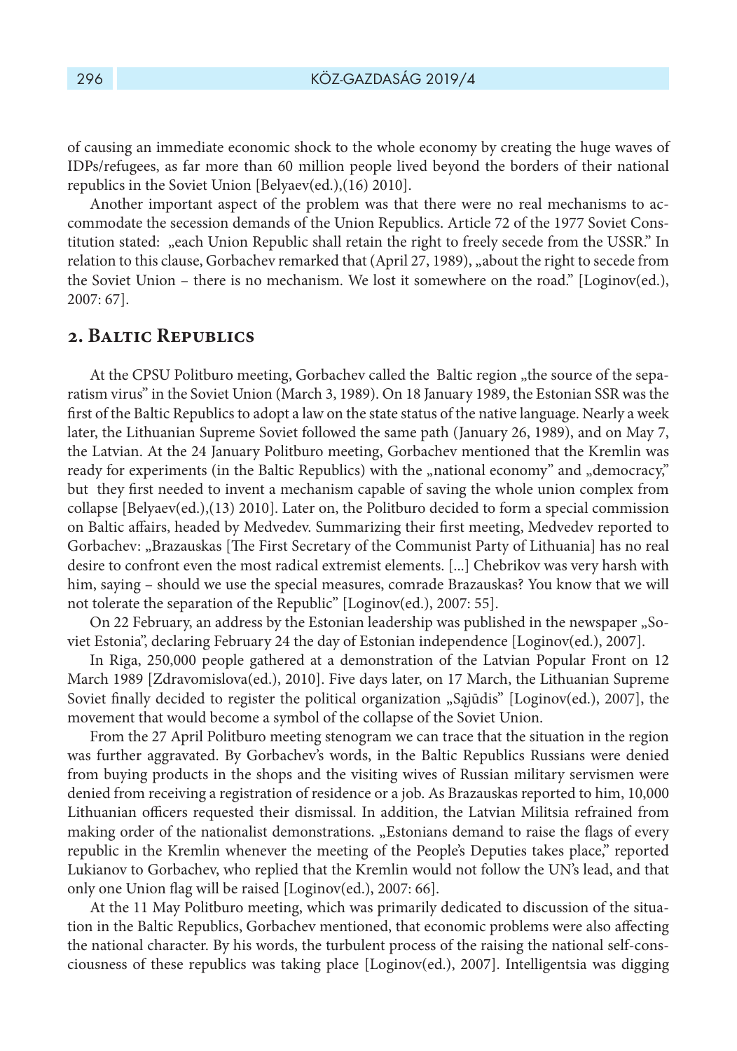of causing an immediate economic shock to the whole economy by creating the huge waves of IDPs/refugees, as far more than 60 million people lived beyond the borders of their national republics in the Soviet Union [Belyaev(ed.),(16) 2010].

Another important aspect of the problem was that there were no real mechanisms to accommodate the secession demands of the Union Republics. Article 72 of the 1977 Soviet Constitution stated: „each Union Republic shall retain the right to freely secede from the USSR." In relation to this clause, Gorbachev remarked that (April 27, 1989), „about the right to secede from the Soviet Union – there is no mechanism. We lost it somewhere on the road." [Loginov(ed.), 2007: 67].

## 2. Baltic Republics

At the CPSU Politburo meeting, Gorbachev called the Baltic region „the source of the separatism virus" in the Soviet Union (March 3, 1989). On 18 January 1989, the Estonian SSR was the first of the Baltic Republics to adopt a law on the state status of the native language. Nearly a week later, the Lithuanian Supreme Soviet followed the same path (January 26, 1989), and on May 7, the Latvian. At the 24 January Politburo meeting, Gorbachev mentioned that the Kremlin was ready for experiments (in the Baltic Republics) with the „national economy" and „democracy," but they first needed to invent a mechanism capable of saving the whole union complex from collapse [Belyaev(ed.),(13) 2010]. Later on, the Politburo decided to form a special commission on Baltic affairs, headed by Medvedev. Summarizing their first meeting, Medvedev reported to Gorbachev: „Brazauskas [The First Secretary of the Communist Party of Lithuania] has no real desire to confront even the most radical extremist elements. [...] Chebrikov was very harsh with him, saying – should we use the special measures, comrade Brazauskas? You know that we will not tolerate the separation of the Republic" [Loginov(ed.), 2007: 55].

On 22 February, an address by the Estonian leadership was published in the newspaper „Soviet Estonia", declaring February 24 the day of Estonian independence [Loginov(ed.), 2007].

In Riga, 250,000 people gathered at a demonstration of the Latvian Popular Front on 12 March 1989 [Zdravomislova(ed.), 2010]. Five days later, on 17 March, the Lithuanian Supreme Soviet finally decided to register the political organization „Sąjūdis" [Loginov(ed.), 2007], the movement that would become a symbol of the collapse of the Soviet Union.

From the 27 April Politburo meeting stenogram we can trace that the situation in the region was further aggravated. By Gorbachev's words, in the Baltic Republics Russians were denied from buying products in the shops and the visiting wives of Russian military servismen were denied from receiving a registration of residence or a job. As Brazauskas reported to him, 10,000 Lithuanian officers requested their dismissal. In addition, the Latvian Militsia refrained from making order of the nationalist demonstrations. „Estonians demand to raise the flags of every republic in the Kremlin whenever the meeting of the People's Deputies takes place," reported Lukianov to Gorbachev, who replied that the Kremlin would not follow the UN's lead, and that only one Union flag will be raised [Loginov(ed.), 2007: 66].

At the 11 May Politburo meeting, which was primarily dedicated to discussion of the situation in the Baltic Republics, Gorbachev mentioned, that economic problems were also affecting the national character. By his words, the turbulent process of the raising the national self-consciousness of these republics was taking place [Loginov(ed.), 2007]. Intelligentsia was digging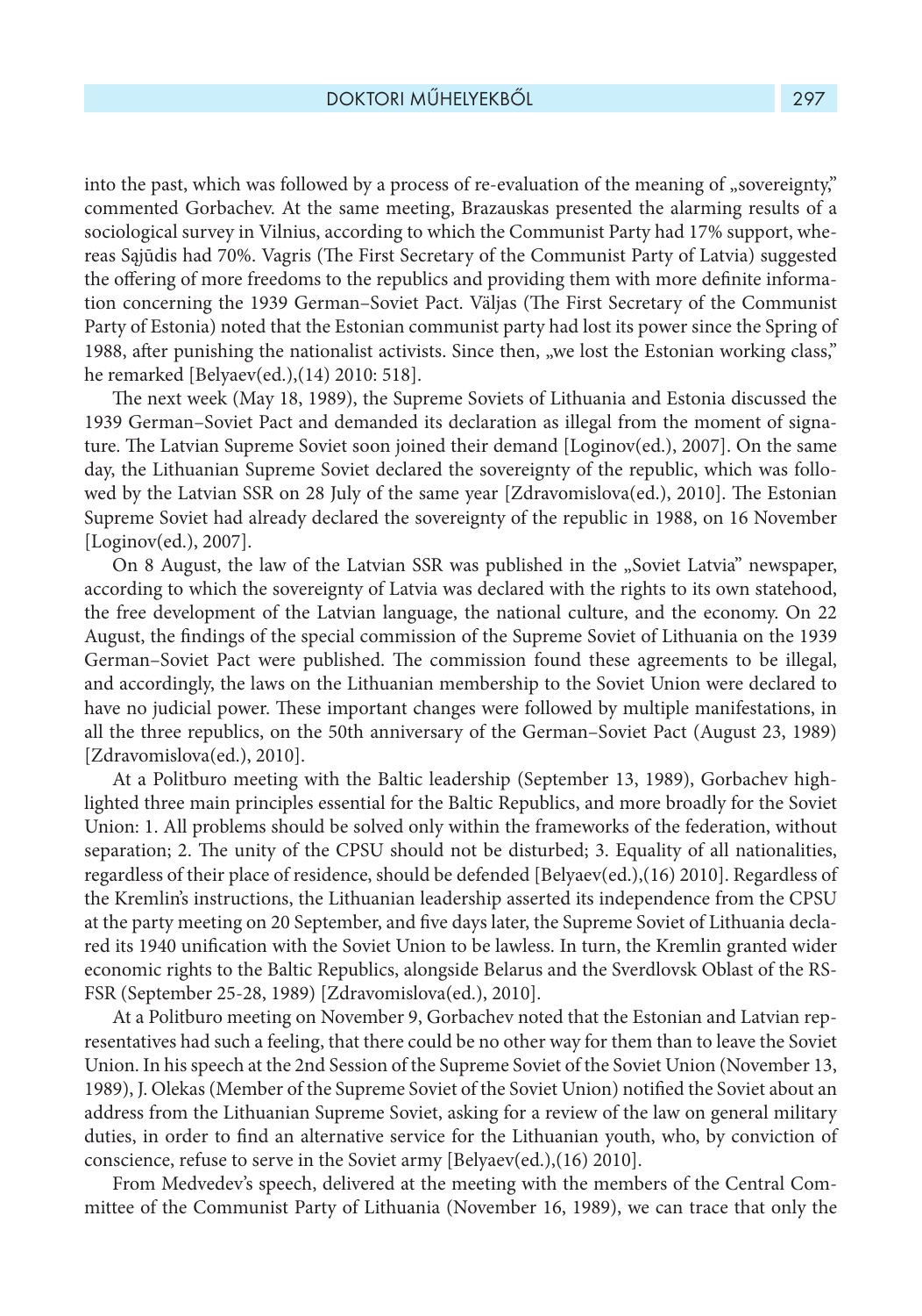into the past, which was followed by a process of re-evaluation of the meaning of „sovereignty," commented Gorbachev. At the same meeting, Brazauskas presented the alarming results of a sociological survey in Vilnius, according to which the Communist Party had 17% support, whereas Sąjūdis had 70%. Vagris (The First Secretary of the Communist Party of Latvia) suggested the offering of more freedoms to the republics and providing them with more definite information concerning the 1939 German–Soviet Pact. Väljas (The First Secretary of the Communist Party of Estonia) noted that the Estonian communist party had lost its power since the Spring of 1988, after punishing the nationalist activists. Since then, „we lost the Estonian working class," he remarked [Belyaev(ed.),(14) 2010: 518].

The next week (May 18, 1989), the Supreme Soviets of Lithuania and Estonia discussed the 1939 German–Soviet Pact and demanded its declaration as illegal from the moment of signature. The Latvian Supreme Soviet soon joined their demand [Loginov(ed.), 2007]. On the same day, the Lithuanian Supreme Soviet declared the sovereignty of the republic, which was followed by the Latvian SSR on 28 July of the same year [Zdravomislova(ed.), 2010]. The Estonian Supreme Soviet had already declared the sovereignty of the republic in 1988, on 16 November [Loginov(ed.), 2007].

On 8 August, the law of the Latvian SSR was published in the „Soviet Latvia" newspaper, according to which the sovereignty of Latvia was declared with the rights to its own statehood, the free development of the Latvian language, the national culture, and the economy. On 22 August, the findings of the special commission of the Supreme Soviet of Lithuania on the 1939 German–Soviet Pact were published. The commission found these agreements to be illegal, and accordingly, the laws on the Lithuanian membership to the Soviet Union were declared to have no judicial power. These important changes were followed by multiple manifestations, in all the three republics, on the 50th anniversary of the German–Soviet Pact (August 23, 1989) [Zdravomislova(ed.), 2010].

At a Politburo meeting with the Baltic leadership (September 13, 1989), Gorbachev highlighted three main principles essential for the Baltic Republics, and more broadly for the Soviet Union: 1. All problems should be solved only within the frameworks of the federation, without separation; 2. The unity of the CPSU should not be disturbed; 3. Equality of all nationalities, regardless of their place of residence, should be defended [Belyaev(ed.),(16) 2010]. Regardless of the Kremlin's instructions, the Lithuanian leadership asserted its independence from the CPSU at the party meeting on 20 September, and five days later, the Supreme Soviet of Lithuania declared its 1940 unification with the Soviet Union to be lawless. In turn, the Kremlin granted wider economic rights to the Baltic Republics, alongside Belarus and the Sverdlovsk Oblast of the RSFSR (September 25-28, 1989) [Zdravomislova(ed.), 2010].

At a Politburo meeting on November 9, Gorbachev noted that the Estonian and Latvian representatives had such a feeling, that there could be no other way for them than to leave the Soviet Union. In his speech at the 2nd Session of the Supreme Soviet of the Soviet Union (November 13, 1989), J. Olekas (Member of the Supreme Soviet of the Soviet Union) notified the Soviet about an address from the Lithuanian Supreme Soviet, asking for a review of the law on general military duties, in order to find an alternative service for the Lithuanian youth, who, by conviction of conscience, refuse to serve in the Soviet army [Belyaev(ed.),(16) 2010].

From Medvedev's speech, delivered at the meeting with the members of the Central Committee of the Communist Party of Lithuania (November 16, 1989), we can trace that only the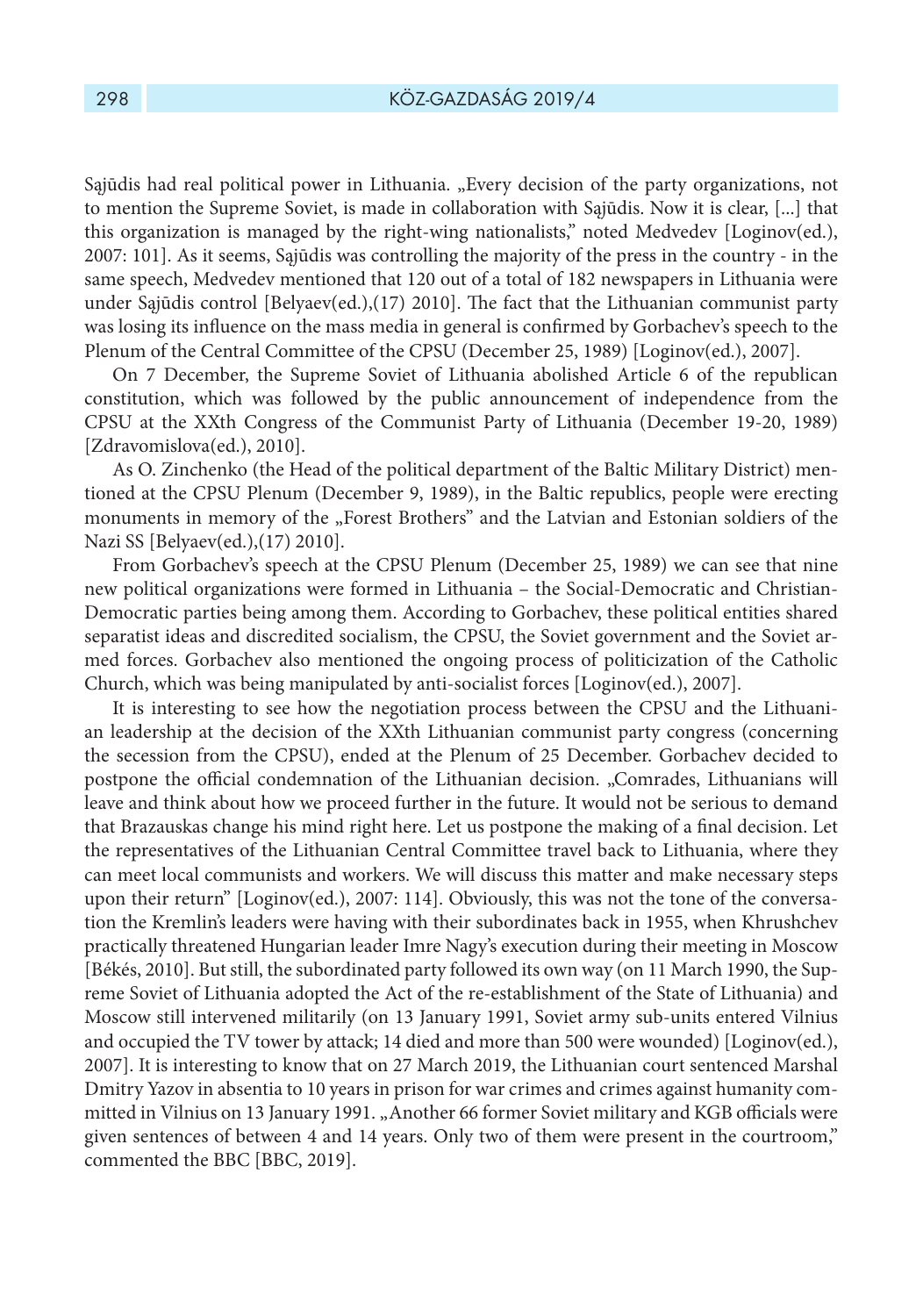Sąjūdis had real political power in Lithuania. „Every decision of the party organizations, not to mention the Supreme Soviet, is made in collaboration with Sąjūdis. Now it is clear, [...] that this organization is managed by the right-wing nationalists," noted Medvedev [Loginov(ed.), 2007: 101]. As it seems, Sąjūdis was controlling the majority of the press in the country - in the same speech, Medvedev mentioned that 120 out of a total of 182 newspapers in Lithuania were under Sąjūdis control [Belyaev(ed.),(17) 2010]. The fact that the Lithuanian communist party was losing its influence on the mass media in general is confirmed by Gorbachev's speech to the Plenum of the Central Committee of the CPSU (December 25, 1989) [Loginov(ed.), 2007].

On 7 December, the Supreme Soviet of Lithuania abolished Article 6 of the republican constitution, which was followed by the public announcement of independence from the CPSU at the XXth Congress of the Communist Party of Lithuania (December 19-20, 1989) [Zdravomislova(ed.), 2010].

As O. Zinchenko (the Head of the political department of the Baltic Military District) mentioned at the CPSU Plenum (December 9, 1989), in the Baltic republics, people were erecting monuments in memory of the „Forest Brothers" and the Latvian and Estonian soldiers of the Nazi SS [Belyaev(ed.),(17) 2010].

From Gorbachev's speech at the CPSU Plenum (December 25, 1989) we can see that nine new political organizations were formed in Lithuania – the Social-Democratic and Christian-Democratic parties being among them. According to Gorbachev, these political entities shared separatist ideas and discredited socialism, the CPSU, the Soviet government and the Soviet armed forces. Gorbachev also mentioned the ongoing process of politicization of the Catholic Church, which was being manipulated by anti-socialist forces [Loginov(ed.), 2007].

It is interesting to see how the negotiation process between the CPSU and the Lithuanian leadership at the decision of the XXth Lithuanian communist party congress (concerning the secession from the CPSU), ended at the Plenum of 25 December. Gorbachev decided to postpone the official condemnation of the Lithuanian decision. „Comrades, Lithuanians will leave and think about how we proceed further in the future. It would not be serious to demand that Brazauskas change his mind right here. Let us postpone the making of a final decision. Let the representatives of the Lithuanian Central Committee travel back to Lithuania, where they can meet local communists and workers. We will discuss this matter and make necessary steps upon their return" [Loginov(ed.), 2007: 114]. Obviously, this was not the tone of the conversation the Kremlin's leaders were having with their subordinates back in 1955, when Khrushchev practically threatened Hungarian leader Imre Nagy's execution during their meeting in Moscow [Békés, 2010]. But still, the subordinated party followed its own way (on 11 March 1990, the Supreme Soviet of Lithuania adopted the Act of the re-establishment of the State of Lithuania) and Moscow still intervened militarily (on 13 January 1991, Soviet army sub-units entered Vilnius and occupied the TV tower by attack; 14 died and more than 500 were wounded) [Loginov(ed.), 2007]. It is interesting to know that on 27 March 2019, the Lithuanian court sentenced Marshal Dmitry Yazov in absentia to 10 years in prison for war crimes and crimes against humanity committed in Vilnius on 13 January 1991. „Another 66 former Soviet military and KGB officials were given sentences of between 4 and 14 years. Only two of them were present in the courtroom," commented the BBC [BBC, 2019].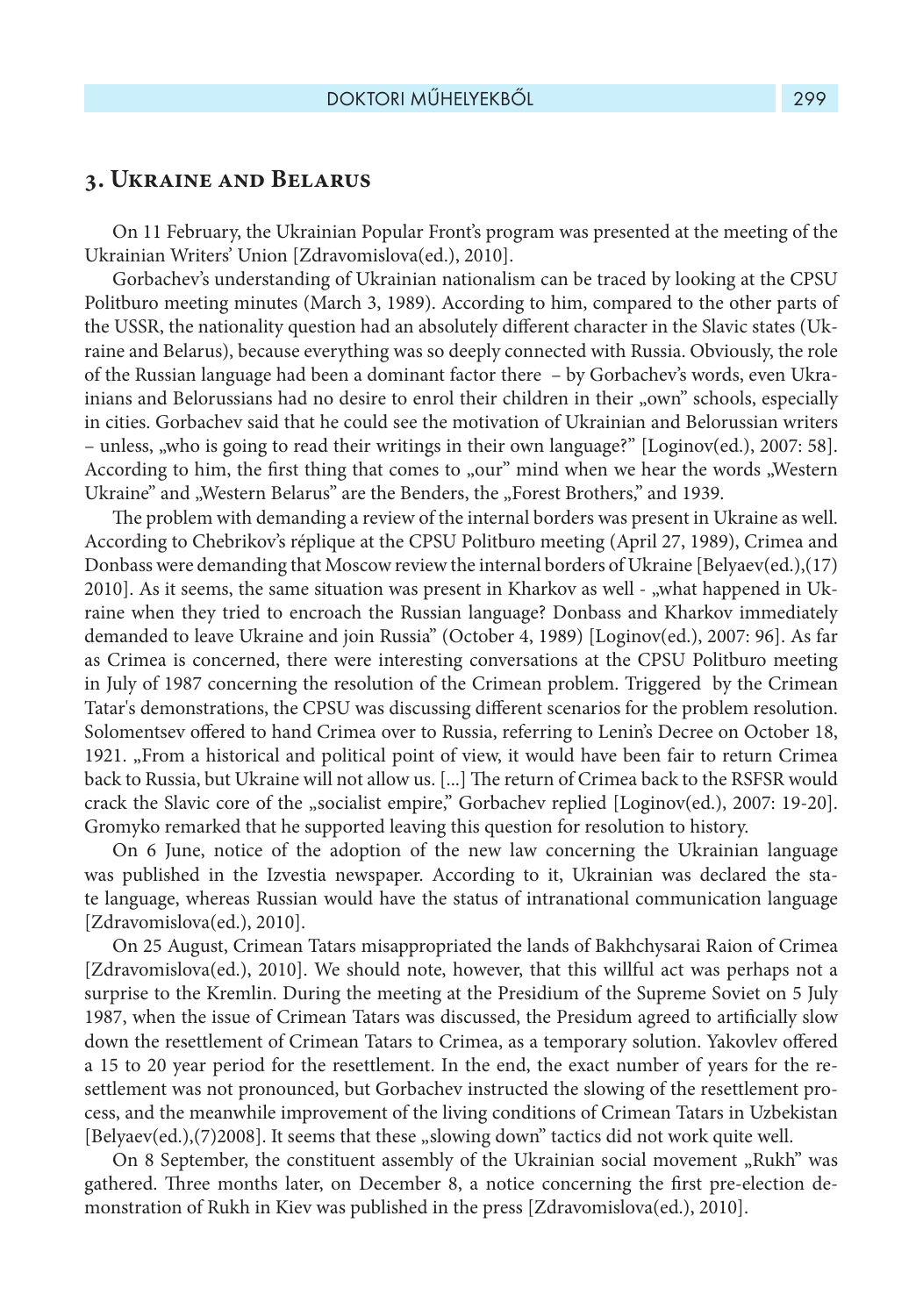## 3. Ukraine and Belarus

On 11 February, the Ukrainian Popular Front's program was presented at the meeting of the Ukrainian Writers' Union [Zdravomislova(ed.), 2010].

Gorbachev's understanding of Ukrainian nationalism can be traced by looking at the CPSU Politburo meeting minutes (March 3, 1989). According to him, compared to the other parts of the USSR, the nationality question had an absolutely different character in the Slavic states (Ukraine and Belarus), because everything was so deeply connected with Russia. Obviously, the role of the Russian language had been a dominant factor there – by Gorbachev's words, even Ukrainians and Belorussians had no desire to enrol their children in their „own" schools, especially in cities. Gorbachev said that he could see the motivation of Ukrainian and Belorussian writers – unless, „who is going to read their writings in their own language?" [Loginov(ed.), 2007: 58]. According to him, the first thing that comes to „our" mind when we hear the words „Western Ukraine" and „Western Belarus" are the Benders, the „Forest Brothers," and 1939.

The problem with demanding a review of the internal borders was present in Ukraine as well. According to Chebrikov's réplique at the CPSU Politburo meeting (April 27, 1989), Crimea and Donbass were demanding that Moscow review the internal borders of Ukraine [Belyaev(ed.),(17) 2010]. As it seems, the same situation was present in Kharkov as well - „what happened in Ukraine when they tried to encroach the Russian language? Donbass and Kharkov immediately demanded to leave Ukraine and join Russia" (October 4, 1989) [Loginov(ed.), 2007: 96]. As far as Crimea is concerned, there were interesting conversations at the CPSU Politburo meeting in July of 1987 concerning the resolution of the Crimean problem. Triggered by the Crimean Tatar's demonstrations, the CPSU was discussing different scenarios for the problem resolution. Solomentsev offered to hand Crimea over to Russia, referring to Lenin's Decree on October 18, 1921. „From a historical and political point of view, it would have been fair to return Crimea back to Russia, but Ukraine will not allow us. [...] The return of Crimea back to the RSFSR would crack the Slavic core of the „socialist empire," Gorbachev replied [Loginov(ed.), 2007: 19-20]. Gromyko remarked that he supported leaving this question for resolution to history.

On 6 June, notice of the adoption of the new law concerning the Ukrainian language was published in the Izvestia newspaper. According to it, Ukrainian was declared the state language, whereas Russian would have the status of intranational communication language [Zdravomislova(ed.), 2010].

On 25 August, Crimean Tatars misappropriated the lands of Bakhchysarai Raion of Crimea [Zdravomislova(ed.), 2010]. We should note, however, that this willful act was perhaps not a surprise to the Kremlin. During the meeting at the Presidium of the Supreme Soviet on 5 July 1987, when the issue of Crimean Tatars was discussed, the Presidum agreed to artificially slow down the resettlement of Crimean Tatars to Crimea, as a temporary solution. Yakovlev offered a 15 to 20 year period for the resettlement. In the end, the exact number of years for the resettlement was not pronounced, but Gorbachev instructed the slowing of the resettlement process, and the meanwhile improvement of the living conditions of Crimean Tatars in Uzbekistan [Belyaev(ed.),(7)2008]. It seems that these „slowing down" tactics did not work quite well.

On 8 September, the constituent assembly of the Ukrainian social movement „Rukh" was gathered. Three months later, on December 8, a notice concerning the first pre-election demonstration of Rukh in Kiev was published in the press [Zdravomislova(ed.), 2010].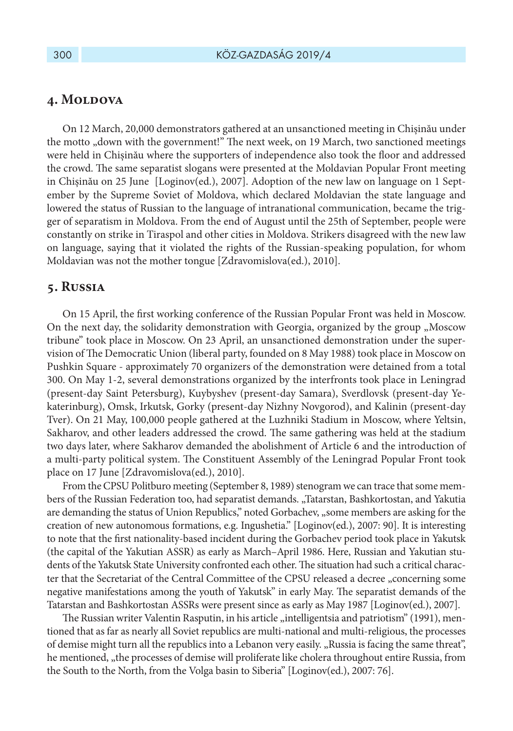## 4. Moldova

On 12 March, 20,000 demonstrators gathered at an unsanctioned meeting in Chișinău under the motto „down with the government!" The next week, on 19 March, two sanctioned meetings were held in Chișinău where the supporters of independence also took the floor and addressed the crowd. The same separatist slogans were presented at the Moldavian Popular Front meeting in Chișinău on 25 June [Loginov(ed.), 2007]. Adoption of the new law on language on 1 September by the Supreme Soviet of Moldova, which declared Moldavian the state language and lowered the status of Russian to the language of intranational communication, became the trigger of separatism in Moldova. From the end of August until the 25th of September, people were constantly on strike in Tiraspol and other cities in Moldova. Strikers disagreed with the new law on language, saying that it violated the rights of the Russian-speaking population, for whom Moldavian was not the mother tongue [Zdravomislova(ed.), 2010].

## 5. Russia

On 15 April, the first working conference of the Russian Popular Front was held in Moscow. On the next day, the solidarity demonstration with Georgia, organized by the group „Moscow tribune" took place in Moscow. On 23 April, an unsanctioned demonstration under the supervision of The Democratic Union (liberal party, founded on 8 May 1988) took place in Moscow on Pushkin Square - approximately 70 organizers of the demonstration were detained from a total 300. On May 1-2, several demonstrations organized by the interfronts took place in Leningrad (present-day Saint Petersburg), Kuybyshev (present-day Samara), Sverdlovsk (present-day Yekaterinburg), Omsk, Irkutsk, Gorky (present-day Nizhny Novgorod), and Kalinin (present-day Tver). On 21 May, 100,000 people gathered at the Luzhniki Stadium in Moscow, where Yeltsin, Sakharov, and other leaders addressed the crowd. The same gathering was held at the stadium two days later, where Sakharov demanded the abolishment of Article 6 and the introduction of a multi-party political system. The Constituent Assembly of the Leningrad Popular Front took place on 17 June [Zdravomislova(ed.), 2010].

From the CPSU Politburo meeting (September 8, 1989) stenogram we can trace that some members of the Russian Federation too, had separatist demands. „Tatarstan, Bashkortostan, and Yakutia are demanding the status of Union Republics," noted Gorbachev, „some members are asking for the creation of new autonomous formations, e.g. Ingushetia." [Loginov(ed.), 2007: 90]. It is interesting to note that the first nationality-based incident during the Gorbachev period took place in Yakutsk (the capital of the Yakutian ASSR) as early as March–April 1986. Here, Russian and Yakutian students of the Yakutsk State University confronted each other. The situation had such a critical character that the Secretariat of the Central Committee of the CPSU released a decree „concerning some negative manifestations among the youth of Yakutsk" in early May. The separatist demands of the Tatarstan and Bashkortostan ASSRs were present since as early as May 1987 [Loginov(ed.), 2007].

The Russian writer Valentin Rasputin, in his article „intelligentsia and patriotism" (1991), mentioned that as far as nearly all Soviet republics are multi-national and multi-religious, the processes of demise might turn all the republics into a Lebanon very easily. „Russia is facing the same threat", he mentioned, „the processes of demise will proliferate like cholera throughout entire Russia, from the South to the North, from the Volga basin to Siberia" [Loginov(ed.), 2007: 76].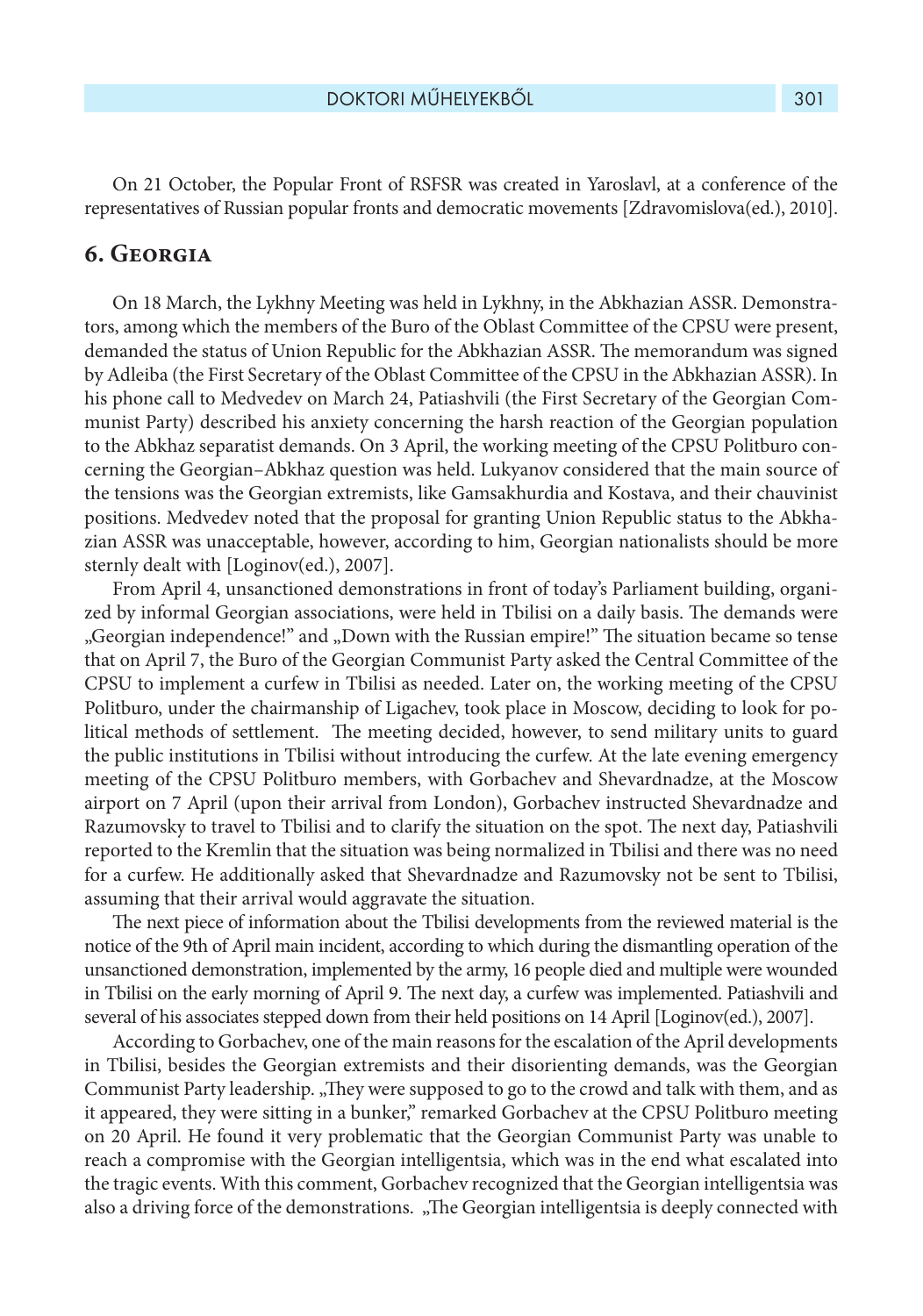On 21 October, the Popular Front of RSFSR was created in Yaroslavl, at a conference of the representatives of Russian popular fronts and democratic movements [Zdravomislova(ed.), 2010].

## 6. Georgia

On 18 March, the Lykhny Meeting was held in Lykhny, in the Abkhazian ASSR. Demonstrators, among which the members of the Buro of the Oblast Committee of the CPSU were present, demanded the status of Union Republic for the Abkhazian ASSR. The memorandum was signed by Adleiba (the First Secretary of the Oblast Committee of the CPSU in the Abkhazian ASSR). In his phone call to Medvedev on March 24, Patiashvili (the First Secretary of the Georgian Communist Party) described his anxiety concerning the harsh reaction of the Georgian population to the Abkhaz separatist demands. On 3 April, the working meeting of the CPSU Politburo concerning the Georgian–Abkhaz question was held. Lukyanov considered that the main source of the tensions was the Georgian extremists, like Gamsakhurdia and Kostava, and their chauvinist positions. Medvedev noted that the proposal for granting Union Republic status to the Abkhazian ASSR was unacceptable, however, according to him, Georgian nationalists should be more sternly dealt with [Loginov(ed.), 2007].

From April 4, unsanctioned demonstrations in front of today's Parliament building, organized by informal Georgian associations, were held in Tbilisi on a daily basis. The demands were „Georgian independence!" and „Down with the Russian empire!" The situation became so tense that on April 7, the Buro of the Georgian Communist Party asked the Central Committee of the CPSU to implement a curfew in Tbilisi as needed. Later on, the working meeting of the CPSU Politburo, under the chairmanship of Ligachev, took place in Moscow, deciding to look for political methods of settlement. The meeting decided, however, to send military units to guard the public institutions in Tbilisi without introducing the curfew. At the late evening emergency meeting of the CPSU Politburo members, with Gorbachev and Shevardnadze, at the Moscow airport on 7 April (upon their arrival from London), Gorbachev instructed Shevardnadze and Razumovsky to travel to Tbilisi and to clarify the situation on the spot. The next day, Patiashvili reported to the Kremlin that the situation was being normalized in Tbilisi and there was no need for a curfew. He additionally asked that Shevardnadze and Razumovsky not be sent to Tbilisi, assuming that their arrival would aggravate the situation.

The next piece of information about the Tbilisi developments from the reviewed material is the notice of the 9th of April main incident, according to which during the dismantling operation of the unsanctioned demonstration, implemented by the army, 16 people died and multiple were wounded in Tbilisi on the early morning of April 9. The next day, a curfew was implemented. Patiashvili and several of his associates stepped down from their held positions on 14 April [Loginov(ed.), 2007].

According to Gorbachev, one of the main reasons for the escalation of the April developments in Tbilisi, besides the Georgian extremists and their disorienting demands, was the Georgian Communist Party leadership. „They were supposed to go to the crowd and talk with them, and as it appeared, they were sitting in a bunker," remarked Gorbachev at the CPSU Politburo meeting on 20 April. He found it very problematic that the Georgian Communist Party was unable to reach a compromise with the Georgian intelligentsia, which was in the end what escalated into the tragic events. With this comment, Gorbachev recognized that the Georgian intelligentsia was also a driving force of the demonstrations. „The Georgian intelligentsia is deeply connected with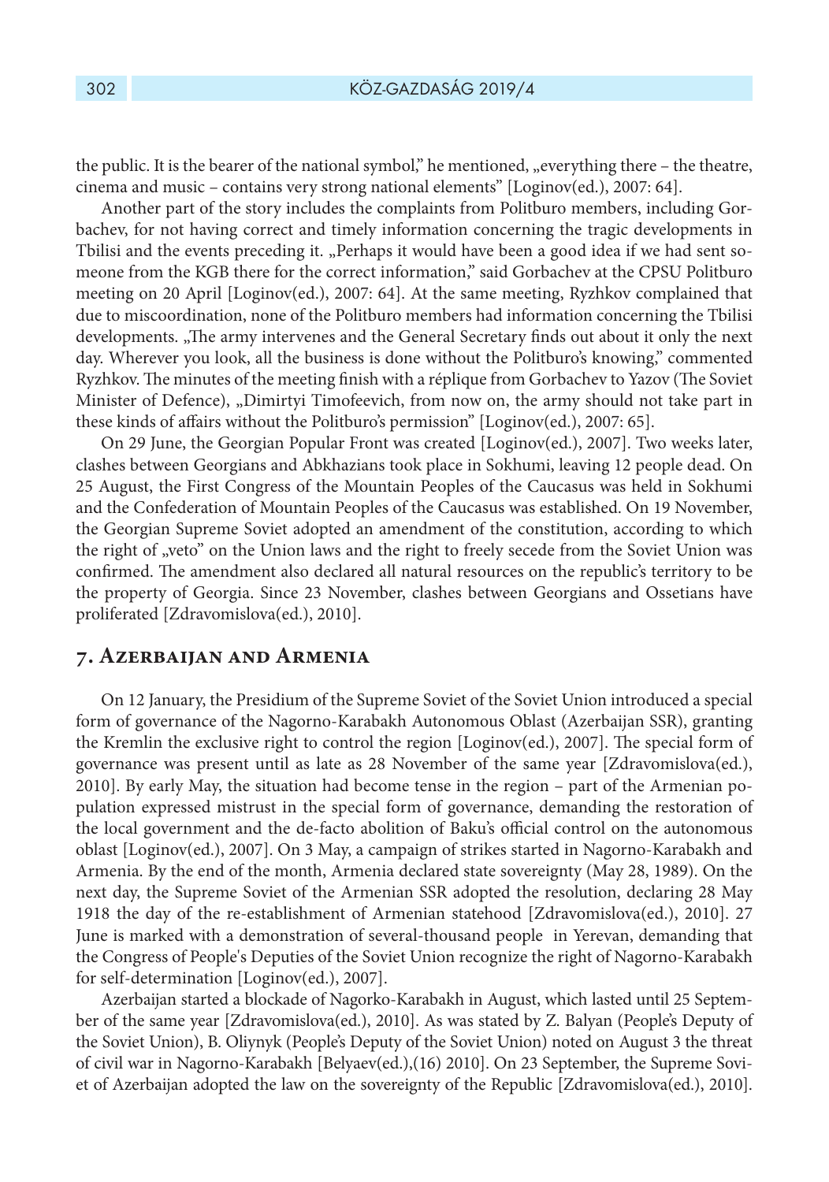the public. It is the bearer of the national symbol," he mentioned, „everything there – the theatre, cinema and music – contains very strong national elements" [Loginov(ed.), 2007: 64].

Another part of the story includes the complaints from Politburo members, including Gorbachev, for not having correct and timely information concerning the tragic developments in Tbilisi and the events preceding it. „Perhaps it would have been a good idea if we had sent someone from the KGB there for the correct information," said Gorbachev at the CPSU Politburo meeting on 20 April [Loginov(ed.), 2007: 64]. At the same meeting, Ryzhkov complained that due to miscoordination, none of the Politburo members had information concerning the Tbilisi developments. „The army intervenes and the General Secretary finds out about it only the next day. Wherever you look, all the business is done without the Politburo's knowing," commented Ryzhkov. The minutes of the meeting finish with a réplique from Gorbachev to Yazov (The Soviet Minister of Defence), „Dimirtyi Timofeevich, from now on, the army should not take part in these kinds of affairs without the Politburo's permission" [Loginov(ed.), 2007: 65].

On 29 June, the Georgian Popular Front was created [Loginov(ed.), 2007]. Two weeks later, clashes between Georgians and Abkhazians took place in Sokhumi, leaving 12 people dead. On 25 August, the First Congress of the Mountain Peoples of the Caucasus was held in Sokhumi and the Confederation of Mountain Peoples of the Caucasus was established. On 19 November, the Georgian Supreme Soviet adopted an amendment of the constitution, according to which the right of „veto" on the Union laws and the right to freely secede from the Soviet Union was confirmed. The amendment also declared all natural resources on the republic's territory to be the property of Georgia. Since 23 November, clashes between Georgians and Ossetians have proliferated [Zdravomislova(ed.), 2010].

## 7. Azerbaijan and Armenia

On 12 January, the Presidium of the Supreme Soviet of the Soviet Union introduced a special form of governance of the Nagorno-Karabakh Autonomous Oblast (Azerbaijan SSR), granting the Kremlin the exclusive right to control the region [Loginov(ed.), 2007]. The special form of governance was present until as late as 28 November of the same year [Zdravomislova(ed.), 2010]. By early May, the situation had become tense in the region – part of the Armenian population expressed mistrust in the special form of governance, demanding the restoration of the local government and the de-facto abolition of Baku's official control on the autonomous oblast [Loginov(ed.), 2007]. On 3 May, a campaign of strikes started in Nagorno-Karabakh and Armenia. By the end of the month, Armenia declared state sovereignty (May 28, 1989). On the next day, the Supreme Soviet of the Armenian SSR adopted the resolution, declaring 28 May 1918 the day of the re-establishment of Armenian statehood [Zdravomislova(ed.), 2010]. 27 June is marked with a demonstration of several-thousand people in Yerevan, demanding that the Congress of People's Deputies of the Soviet Union recognize the right of Nagorno-Karabakh for self-determination [Loginov(ed.), 2007].

Azerbaijan started a blockade of Nagorko-Karabakh in August, which lasted until 25 September of the same year [Zdravomislova(ed.), 2010]. As was stated by Z. Balyan (People's Deputy of the Soviet Union), B. Oliynyk (People's Deputy of the Soviet Union) noted on August 3 the threat of civil war in Nagorno-Karabakh [Belyaev(ed.),(16) 2010]. On 23 September, the Supreme Soviet of Azerbaijan adopted the law on the sovereignty of the Republic [Zdravomislova(ed.), 2010].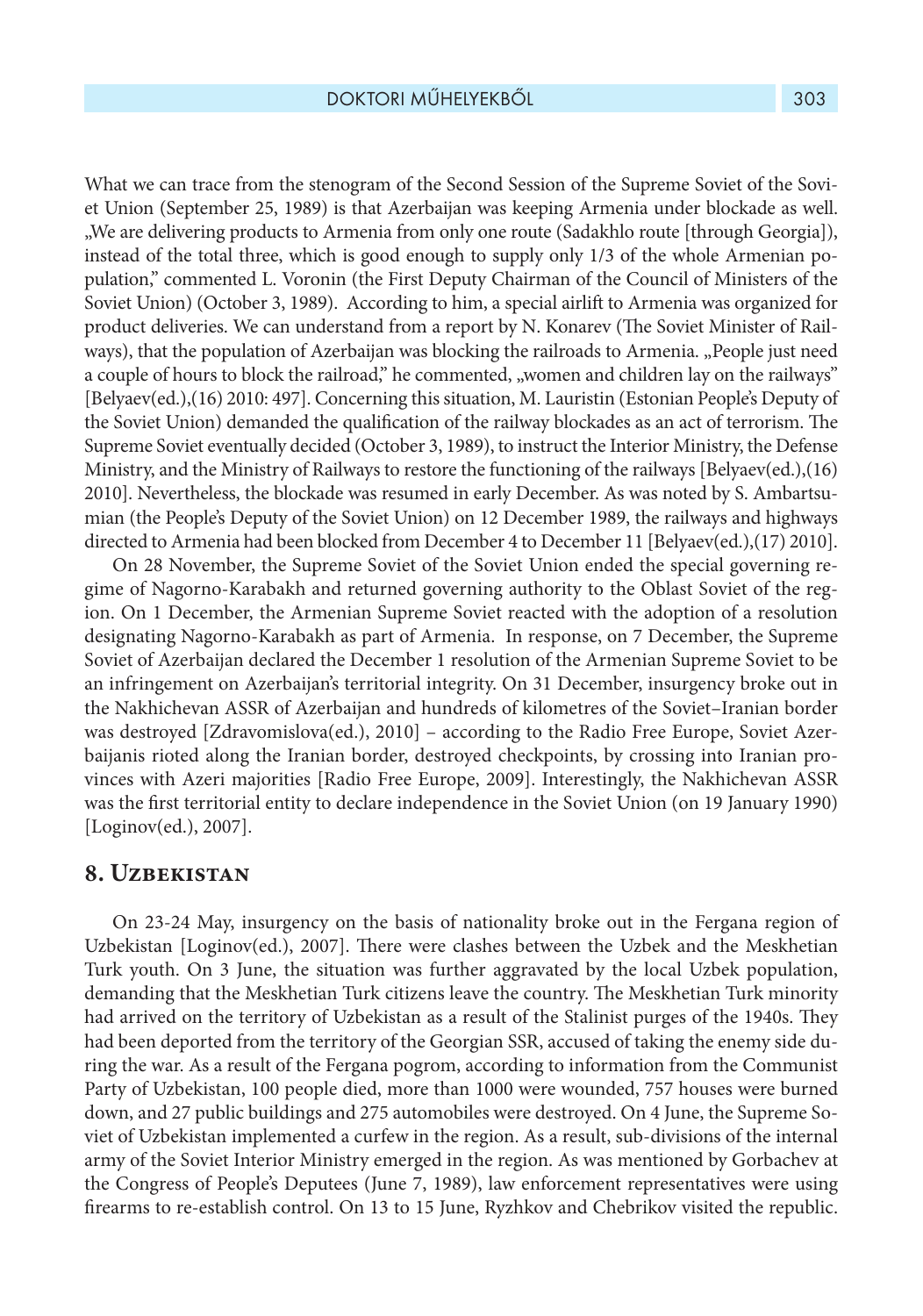What we can trace from the stenogram of the Second Session of the Supreme Soviet of the Soviet Union (September 25, 1989) is that Azerbaijan was keeping Armenia under blockade as well. „We are delivering products to Armenia from only one route (Sadakhlo route [through Georgia]), instead of the total three, which is good enough to supply only 1/3 of the whole Armenian population," commented L. Voronin (the First Deputy Chairman of the Council of Ministers of the Soviet Union) (October 3, 1989). According to him, a special airlift to Armenia was organized for product deliveries. We can understand from a report by N. Konarev (The Soviet Minister of Railways), that the population of Azerbaijan was blocking the railroads to Armenia. „People just need a couple of hours to block the railroad," he commented, „women and children lay on the railways" [Belyaev(ed.),(16) 2010: 497]. Concerning this situation, M. Lauristin (Estonian People's Deputy of the Soviet Union) demanded the qualification of the railway blockades as an act of terrorism. The Supreme Soviet eventually decided (October 3, 1989), to instruct the Interior Ministry, the Defense Ministry, and the Ministry of Railways to restore the functioning of the railways [Belyaev(ed.),(16) 2010]. Nevertheless, the blockade was resumed in early December. As was noted by S. Ambartsumian (the People's Deputy of the Soviet Union) on 12 December 1989, the railways and highways directed to Armenia had been blocked from December 4 to December 11 [Belyaev(ed.),(17) 2010].

On 28 November, the Supreme Soviet of the Soviet Union ended the special governing regime of Nagorno-Karabakh and returned governing authority to the Oblast Soviet of the region. On 1 December, the Armenian Supreme Soviet reacted with the adoption of a resolution designating Nagorno-Karabakh as part of Armenia. In response, on 7 December, the Supreme Soviet of Azerbaijan declared the December 1 resolution of the Armenian Supreme Soviet to be an infringement on Azerbaijan's territorial integrity. On 31 December, insurgency broke out in the Nakhichevan ASSR of Azerbaijan and hundreds of kilometres of the Soviet–Iranian border was destroyed [Zdravomislova(ed.), 2010] – according to the Radio Free Europe, Soviet Azerbaijanis rioted along the Iranian border, destroyed checkpoints, by crossing into Iranian provinces with Azeri majorities [Radio Free Europe, 2009]. Interestingly, the Nakhichevan ASSR was the first territorial entity to declare independence in the Soviet Union (on 19 January 1990) [Loginov(ed.), 2007].

## 8. Uzbekistan

On 23-24 May, insurgency on the basis of nationality broke out in the Fergana region of Uzbekistan [Loginov(ed.), 2007]. There were clashes between the Uzbek and the Meskhetian Turk youth. On 3 June, the situation was further aggravated by the local Uzbek population, demanding that the Meskhetian Turk citizens leave the country. The Meskhetian Turk minority had arrived on the territory of Uzbekistan as a result of the Stalinist purges of the 1940s. They had been deported from the territory of the Georgian SSR, accused of taking the enemy side during the war. As a result of the Fergana pogrom, according to information from the Communist Party of Uzbekistan, 100 people died, more than 1000 were wounded, 757 houses were burned down, and 27 public buildings and 275 automobiles were destroyed. On 4 June, the Supreme Soviet of Uzbekistan implemented a curfew in the region. As a result, sub-divisions of the internal army of the Soviet Interior Ministry emerged in the region. As was mentioned by Gorbachev at the Congress of People's Deputees (June 7, 1989), law enforcement representatives were using firearms to re-establish control. On 13 to 15 June, Ryzhkov and Chebrikov visited the republic.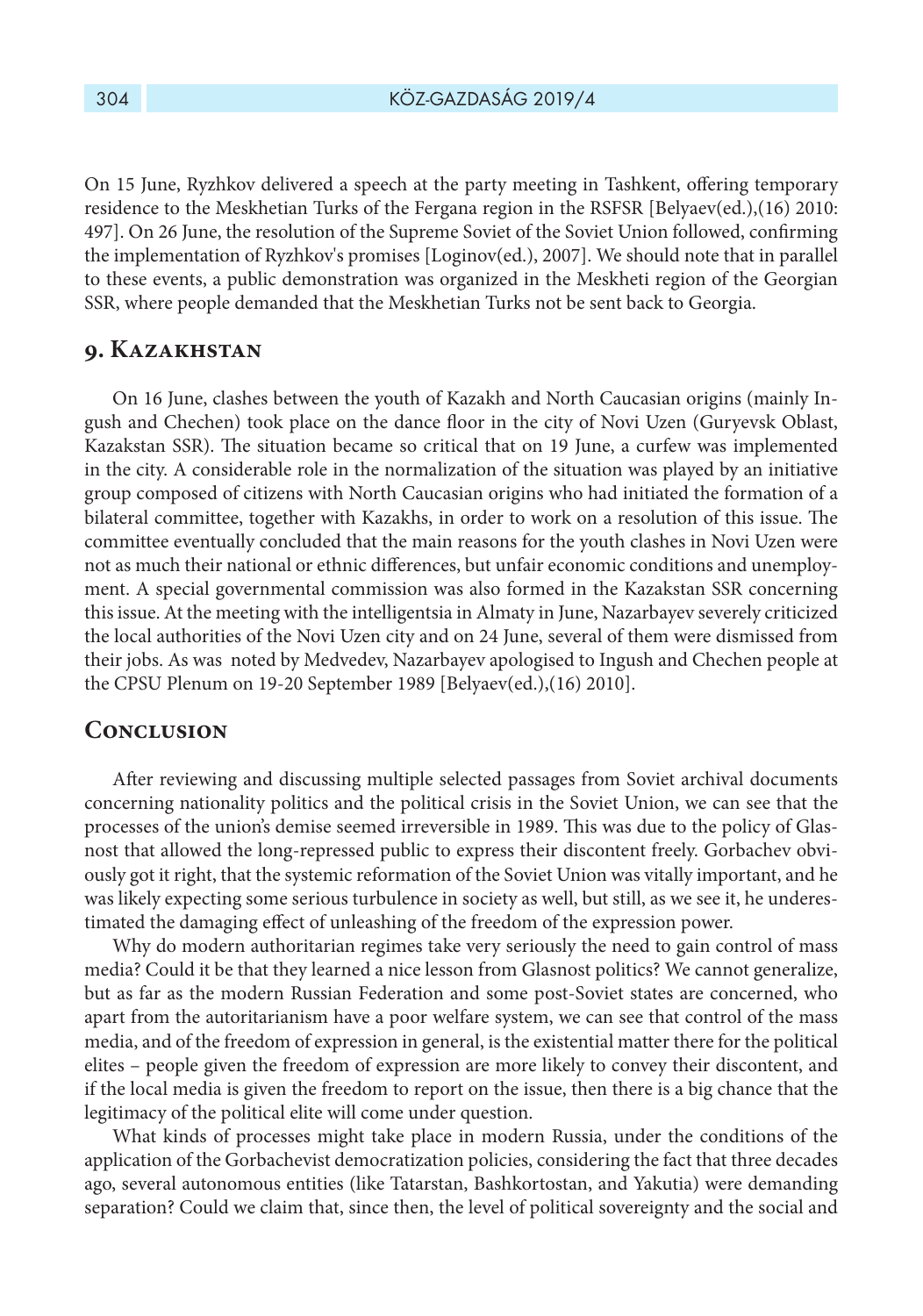On 15 June, Ryzhkov delivered a speech at the party meeting in Tashkent, offering temporary residence to the Meskhetian Turks of the Fergana region in the RSFSR [Belyaev(ed.),(16) 2010: 497]. On 26 June, the resolution of the Supreme Soviet of the Soviet Union followed, confirming the implementation of Ryzhkov's promises [Loginov(ed.), 2007]. We should note that in parallel to these events, a public demonstration was organized in the Meskheti region of the Georgian SSR, where people demanded that the Meskhetian Turks not be sent back to Georgia.

## 9. Kazakhstan

On 16 June, clashes between the youth of Kazakh and North Caucasian origins (mainly Ingush and Chechen) took place on the dance floor in the city of Novi Uzen (Guryevsk Oblast, Kazakstan SSR). The situation became so critical that on 19 June, a curfew was implemented in the city. A considerable role in the normalization of the situation was played by an initiative group composed of citizens with North Caucasian origins who had initiated the formation of a bilateral committee, together with Kazakhs, in order to work on a resolution of this issue. The committee eventually concluded that the main reasons for the youth clashes in Novi Uzen were not as much their national or ethnic differences, but unfair economic conditions and unemployment. A special governmental commission was also formed in the Kazakstan SSR concerning this issue. At the meeting with the intelligentsia in Almaty in June, Nazarbayev severely criticized the local authorities of the Novi Uzen city and on 24 June, several of them were dismissed from their jobs. As was noted by Medvedev, Nazarbayev apologised to Ingush and Chechen people at the CPSU Plenum on 19-20 September 1989 [Belyaev(ed.),(16) 2010].

## Conclusion

After reviewing and discussing multiple selected passages from Soviet archival documents concerning nationality politics and the political crisis in the Soviet Union, we can see that the processes of the union's demise seemed irreversible in 1989. This was due to the policy of Glasnost that allowed the long-repressed public to express their discontent freely. Gorbachev obviously got it right, that the systemic reformation of the Soviet Union was vitally important, and he was likely expecting some serious turbulence in society as well, but still, as we see it, he underestimated the damaging effect of unleashing of the freedom of the expression power.

Why do modern authoritarian regimes take very seriously the need to gain control of mass media? Could it be that they learned a nice lesson from Glasnost politics? We cannot generalize, but as far as the modern Russian Federation and some post-Soviet states are concerned, who apart from the autoritarianism have a poor welfare system, we can see that control of the mass media, and of the freedom of expression in general, is the existential matter there for the political elites – people given the freedom of expression are more likely to convey their discontent, and if the local media is given the freedom to report on the issue, then there is a big chance that the legitimacy of the political elite will come under question.

What kinds of processes might take place in modern Russia, under the conditions of the application of the Gorbachevist democratization policies, considering the fact that three decades ago, several autonomous entities (like Tatarstan, Bashkortostan, and Yakutia) were demanding separation? Could we claim that, since then, the level of political sovereignty and the social and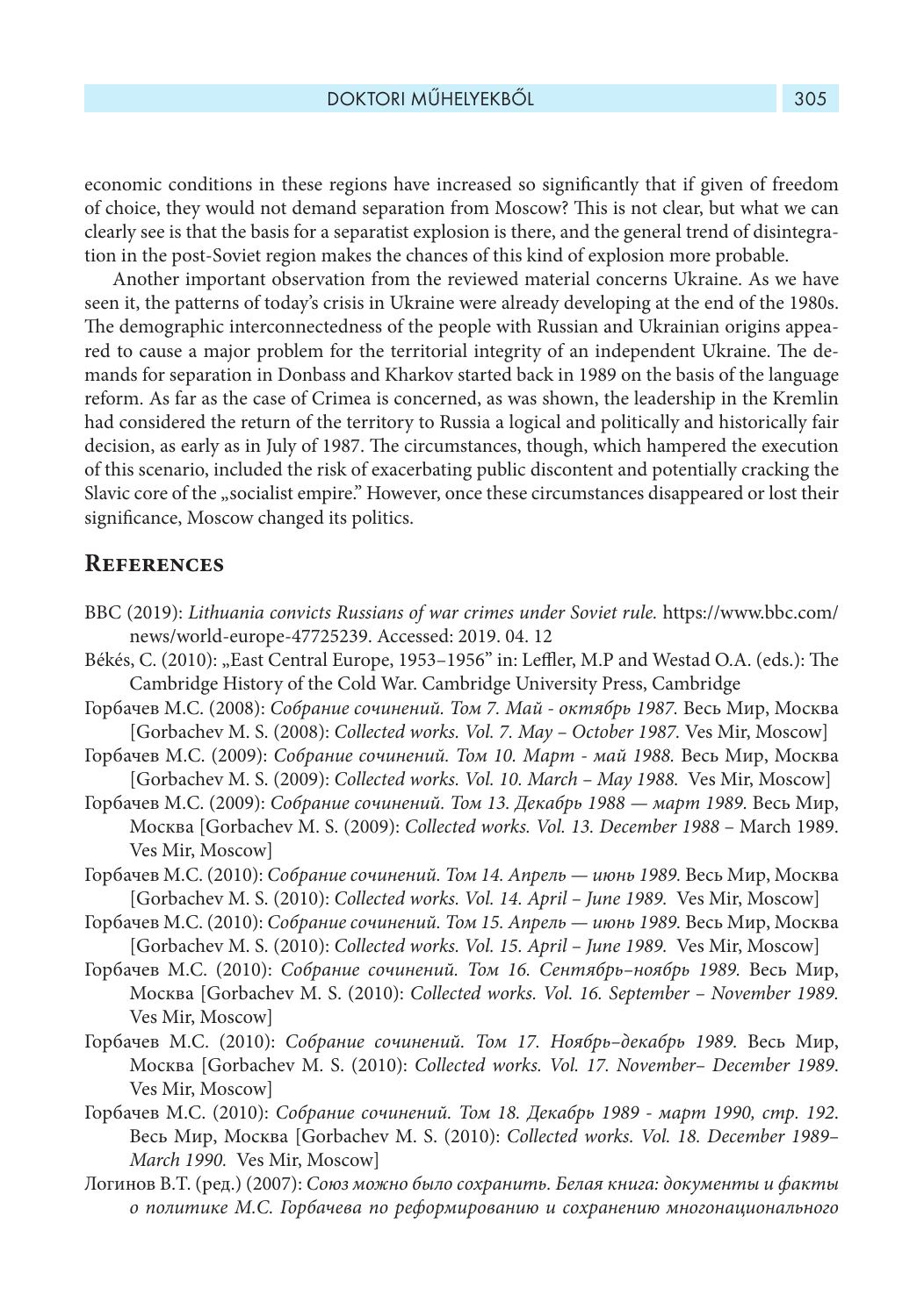economic conditions in these regions have increased so significantly that if given of freedom of choice, they would not demand separation from Moscow? This is not clear, but what we can clearly see is that the basis for a separatist explosion is there, and the general trend of disintegration in the post-Soviet region makes the chances of this kind of explosion more probable.

Another important observation from the reviewed material concerns Ukraine. As we have seen it, the patterns of today's crisis in Ukraine were already developing at the end of the 1980s. The demographic interconnectedness of the people with Russian and Ukrainian origins appeared to cause a major problem for the territorial integrity of an independent Ukraine. The demands for separation in Donbass and Kharkov started back in 1989 on the basis of the language reform. As far as the case of Crimea is concerned, as was shown, the leadership in the Kremlin had considered the return of the territory to Russia a logical and politically and historically fair decision, as early as in July of 1987. The circumstances, though, which hampered the execution of this scenario, included the risk of exacerbating public discontent and potentially cracking the Slavic core of the „socialist empire." However, once these circumstances disappeared or lost their significance, Moscow changed its politics.

## References

BBC (2019): *Lithuania convicts Russians of war crimes under Soviet rule.* https://www.bbc.com/news/world-europe-47725239. Accessed: 2019. 04. 12

Békés, C. (2010): „East Central Europe, 1953–1956" in: Leffler, M.P and Westad O.A. (eds.): The Cambridge History of the Cold War. Cambridge University Press, Cambridge

Горбачев М.С. (2008): *Собрание сочинений. Том 7. Май - октябрь 1987.* Весь Мир, Москва [Gorbachev M. S. (2008): *Collected works. Vol. 7. May – October 1987.* Ves Mir, Moscow]

Горбачев М.С. (2009): *Собрание сочинений. Том 10. Март - май 1988.* Весь Мир, Москва [Gorbachev M. S. (2009): *Collected works. Vol. 10. March – May 1988.* Ves Mir, Moscow]

Горбачев М.С. (2009): *Собрание сочинений. Том 13. Декабрь 1988 — март 1989.* Весь Мир, Москва [Gorbachev M. S. (2009): *Collected works. Vol. 13. December 1988 –* March 1989. Ves Mir, Moscow]

Горбачев М.С. (2010): *Собрание сочинений. Том 14. Апрель — июнь 1989.* Весь Мир, Москва [Gorbachev M. S. (2010): *Collected works. Vol. 14. April – June 1989.* Ves Mir, Moscow]

Горбачев М.С. (2010): *Собрание сочинений. Том 15. Апрель — июнь 1989.* Весь Мир, Москва [Gorbachev M. S. (2010): *Collected works. Vol. 15. April – June 1989.* Ves Mir, Moscow]

Горбачев М.С. (2010): *Собрание сочинений. Том 16. Сентябрь–ноябрь 1989.* Весь Мир, Москва [Gorbachev M. S. (2010): *Collected works. Vol. 16. September – November 1989.* Ves Mir, Moscow]

Горбачев М.С. (2010): *Собрание сочинений. Том 17. Ноябрь–декабрь 1989.* Весь Мир, Москва [Gorbachev M. S. (2010): *Collected works. Vol. 17. November– December 1989.* Ves Mir, Moscow]

Горбачев М.С. (2010): *Собрание сочинений. Том 18. Декабрь 1989 - март 1990, стр. 192.* Весь Мир, Москва [Gorbachev M. S. (2010): *Collected works. Vol. 18. December 1989–March 1990.* Ves Mir, Moscow]

Логинов В.Т. (ред.) (2007): *Союз можно было сохранить. Белая книга: документы и факты о политике М.С. Горбачева по реформированию и сохранению многонационального*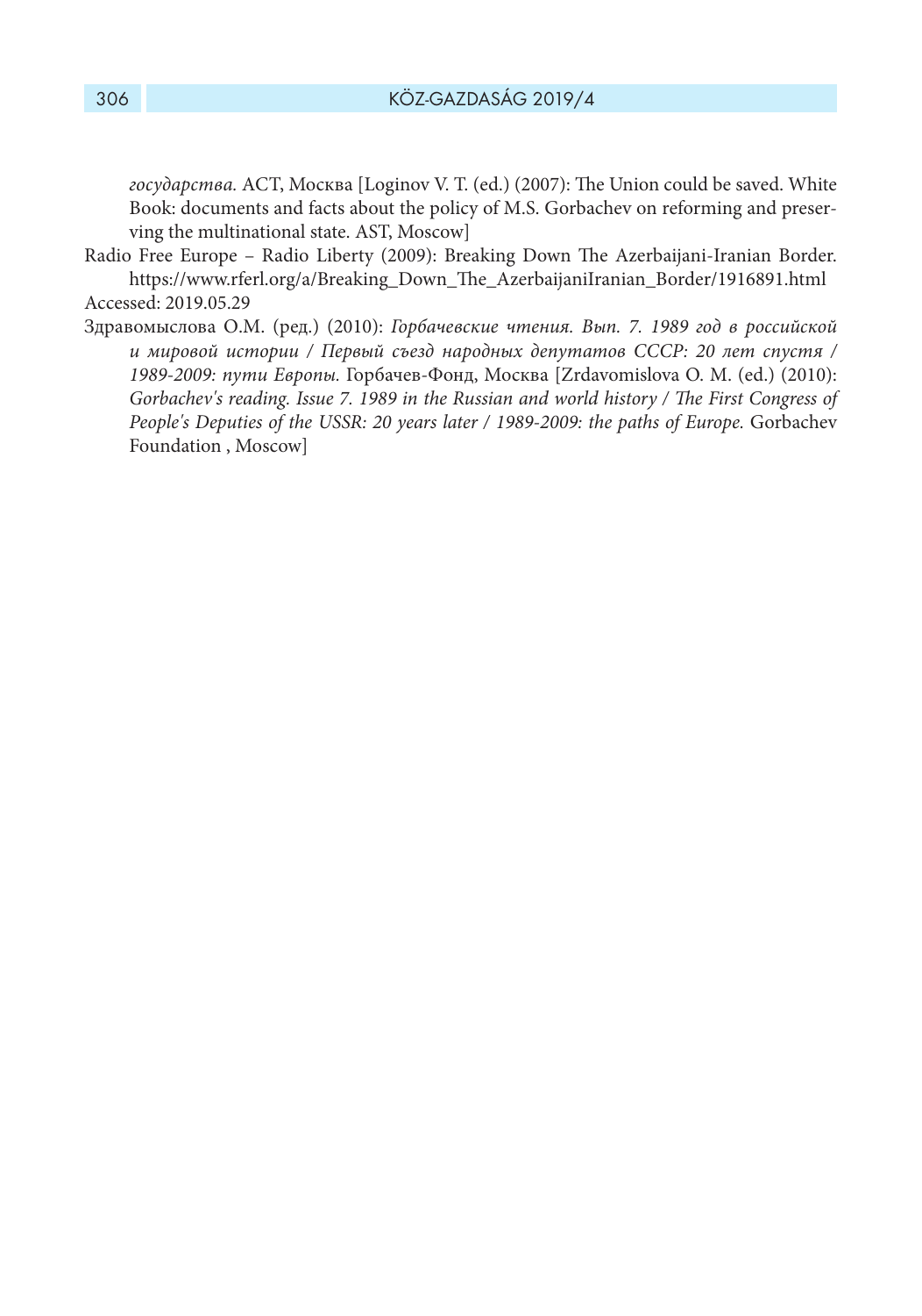*государства.* АСТ, Москва [Loginov V. T. (ed.) (2007): The Union could be saved. White Book: documents and facts about the policy of M.S. Gorbachev on reforming and preserving the multinational state. AST, Moscow]

Radio Free Europe – Radio Liberty (2009): Breaking Down The Azerbaijani-Iranian Border. https://www.rferl.org/a/Breaking_Down_The_AzerbaijaniIranian_Border/1916891.html Accessed: 2019.05.29

Здравомыслова О.М. (ред.) (2010): *Горбачевские чтения. Вып. 7. 1989 год в российской и мировой истории / Первый съезд народных депутатов СССР: 20 лет спустя / 1989-2009: пути Европы.* Горбачев-Фонд, Москва [Zrdavomislova O. M. (ed.) (2010): *Gorbachev's reading. Issue 7. 1989 in the Russian and world history / The First Congress of People's Deputies of the USSR: 20 years later / 1989-2009: the paths of Europe.* Gorbachev Foundation , Moscow]